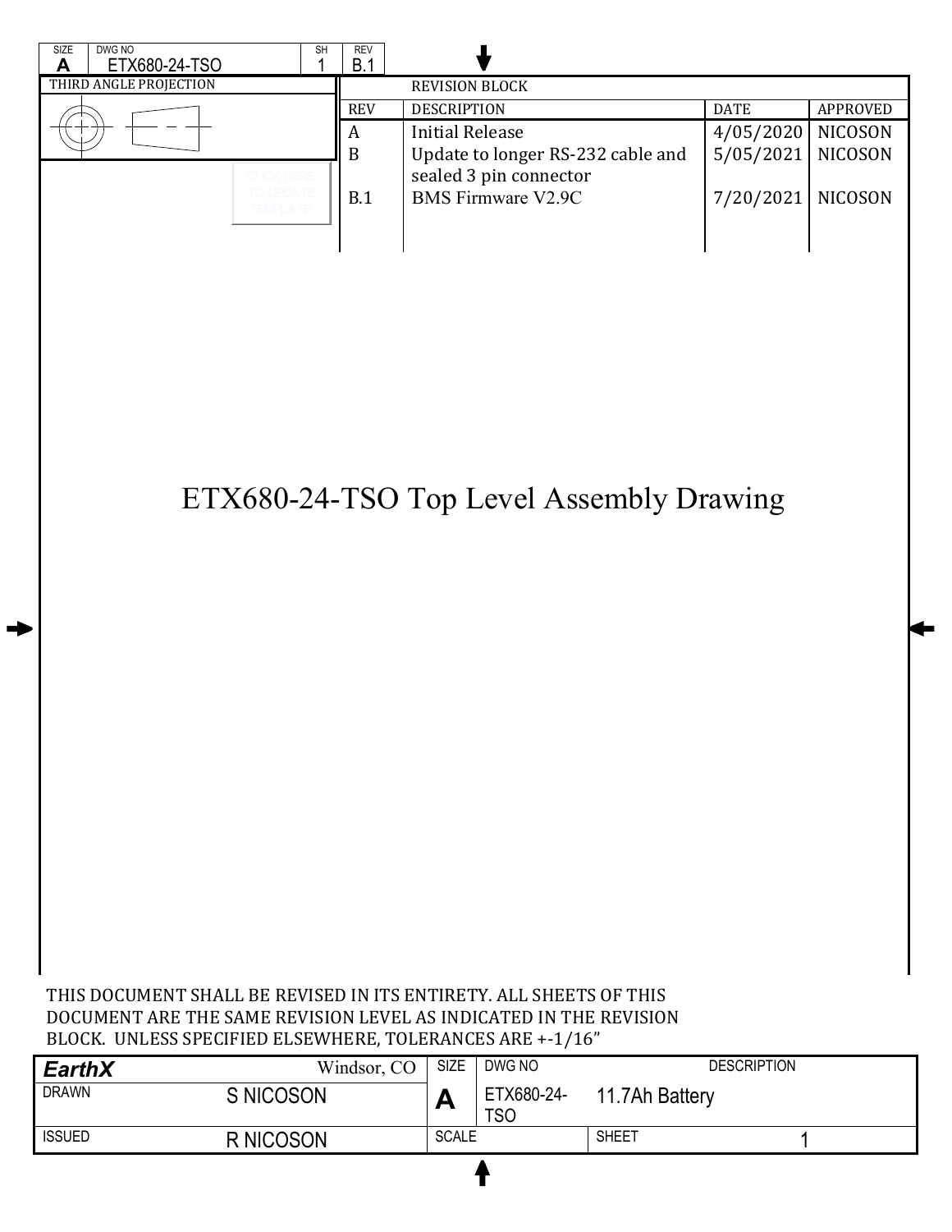| SIZE | DWG NO | SH | REV |
| --- | --- | --- | --- |
| A | ETX680-24-TSO | 1 | B.1 |

THIRD ANGLE PROJECTION

CLICK HERE TO UPDATE TEMPLATE

| REVISION BLOCK | | | |
| --- | --- | --- | --- |
| REV | DESCRIPTION | DATE | APPROVED |
| A | Initial Release | 4/05/2020 | NICOSON |
| B | Update to longer RS-232 cable and sealed 3 pin connector | 5/05/2021 | NICOSON |
| B.1 | BMS Firmware V2.9C | 7/20/2021 | NICOSON |

# ETX680-24-TSO Top Level Assembly Drawing

THIS DOCUMENT SHALL BE REVISED IN ITS ENTIRETY. ALL SHEETS OF THIS DOCUMENT ARE THE SAME REVISION LEVEL AS INDICATED IN THE REVISION BLOCK. UNLESS SPECIFIED ELSEWHERE, TOLERANCES ARE +-1/16"

| ***EarthX*** | Windsor, CO | SIZE | DWG NO | DESCRIPTION |
| --- | --- | --- | --- | --- |
| DRAWN | S NICOSON | A | ETX680-24-TSO | 11.7Ah Battery |
| ISSUED | R NICOSON | SCALE | | SHEET 1 |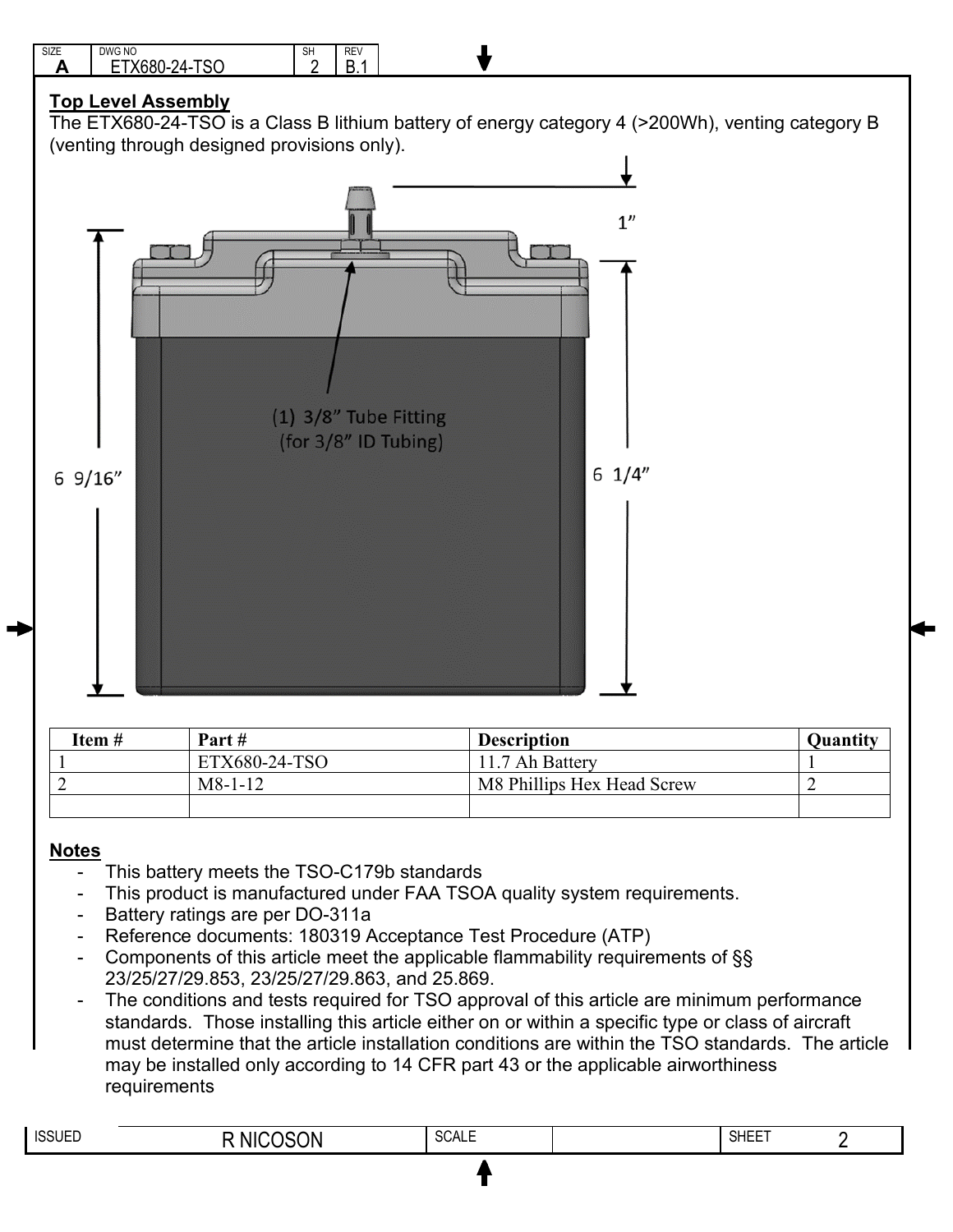## Top Level Assembly

The ETX680-24-TSO is a Class B lithium battery of energy category 4 (>200Wh), venting category B (venting through designed provisions only).

1”

(1) 3/8” Tube Fitting (for 3/8” ID Tubing)

6 9/16”

6 1/4”

| Item # | Part # | Description | Quantity |
|---|---|---|---|
| 1 | ETX680-24-TSO | 11.7 Ah Battery | 1 |
| 2 | M8-1-12 | M8 Phillips Hex Head Screw | 2 |
| | | | |

## Notes

- This battery meets the TSO-C179b standards
- This product is manufactured under FAA TSOA quality system requirements.
- Battery ratings are per DO-311a
- Reference documents: 180319 Acceptance Test Procedure (ATP)
- Components of this article meet the applicable flammability requirements of §§ 23/25/27/29.853, 23/25/27/29.863, and 25.869.
- The conditions and tests required for TSO approval of this article are minimum performance standards. Those installing this article either on or within a specific type or class of aircraft must determine that the article installation conditions are within the TSO standards. The article may be installed only according to 14 CFR part 43 or the applicable airworthiness requirements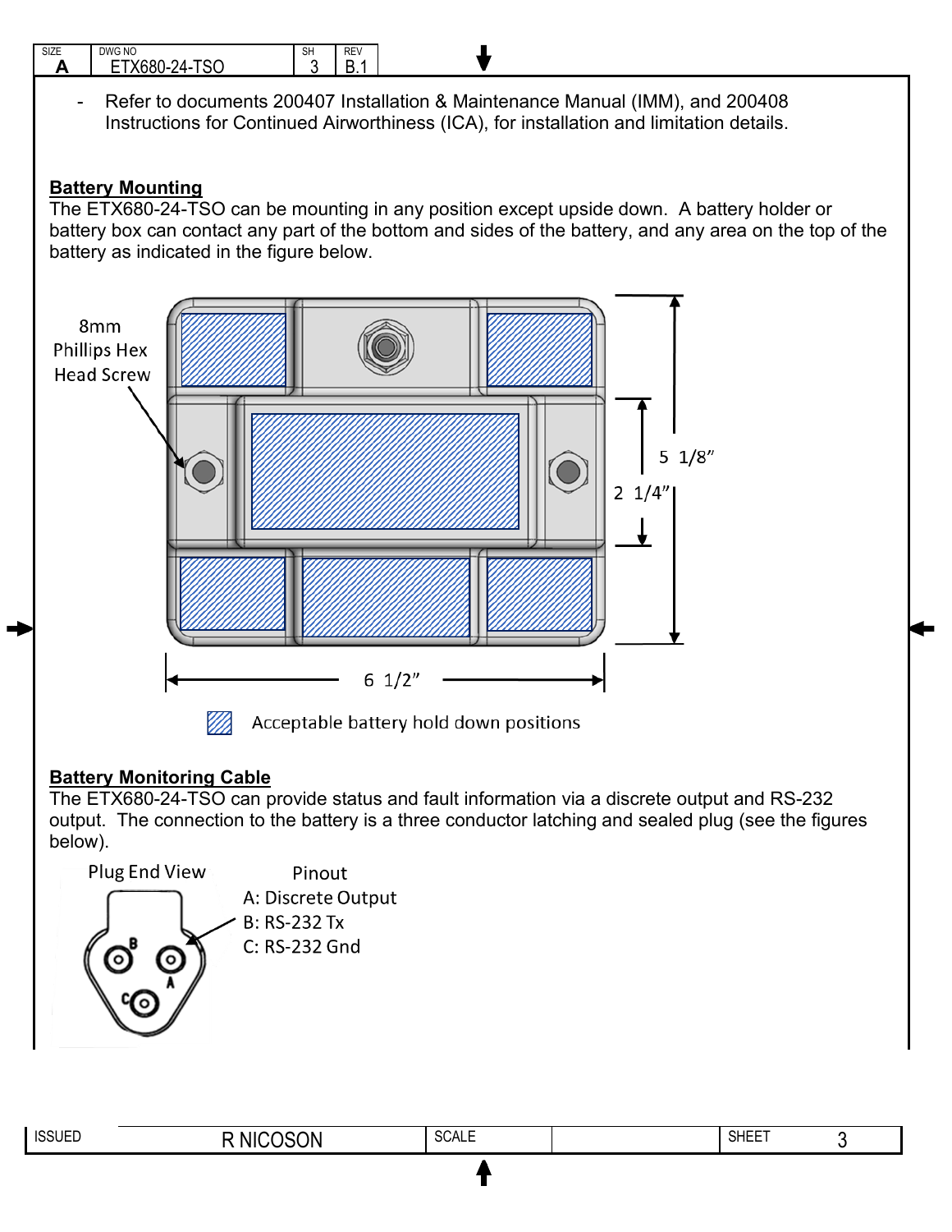- Refer to documents 200407 Installation & Maintenance Manual (IMM), and 200408 Instructions for Continued Airworthiness (ICA), for installation and limitation details.

## Battery Mounting

The ETX680-24-TSO can be mounting in any position except upside down. A battery holder or battery box can contact any part of the bottom and sides of the battery, and any area on the top of the battery as indicated in the figure below.

8mm Phillips Hex Head Screw

5 1/8"

2 1/4"

6 1/2"

Acceptable battery hold down positions

## Battery Monitoring Cable

The ETX680-24-TSO can provide status and fault information via a discrete output and RS-232 output. The connection to the battery is a three conductor latching and sealed plug (see the figures below).

Plug End View

Pinout
A: Discrete Output
B: RS-232 Tx
C: RS-232 Gnd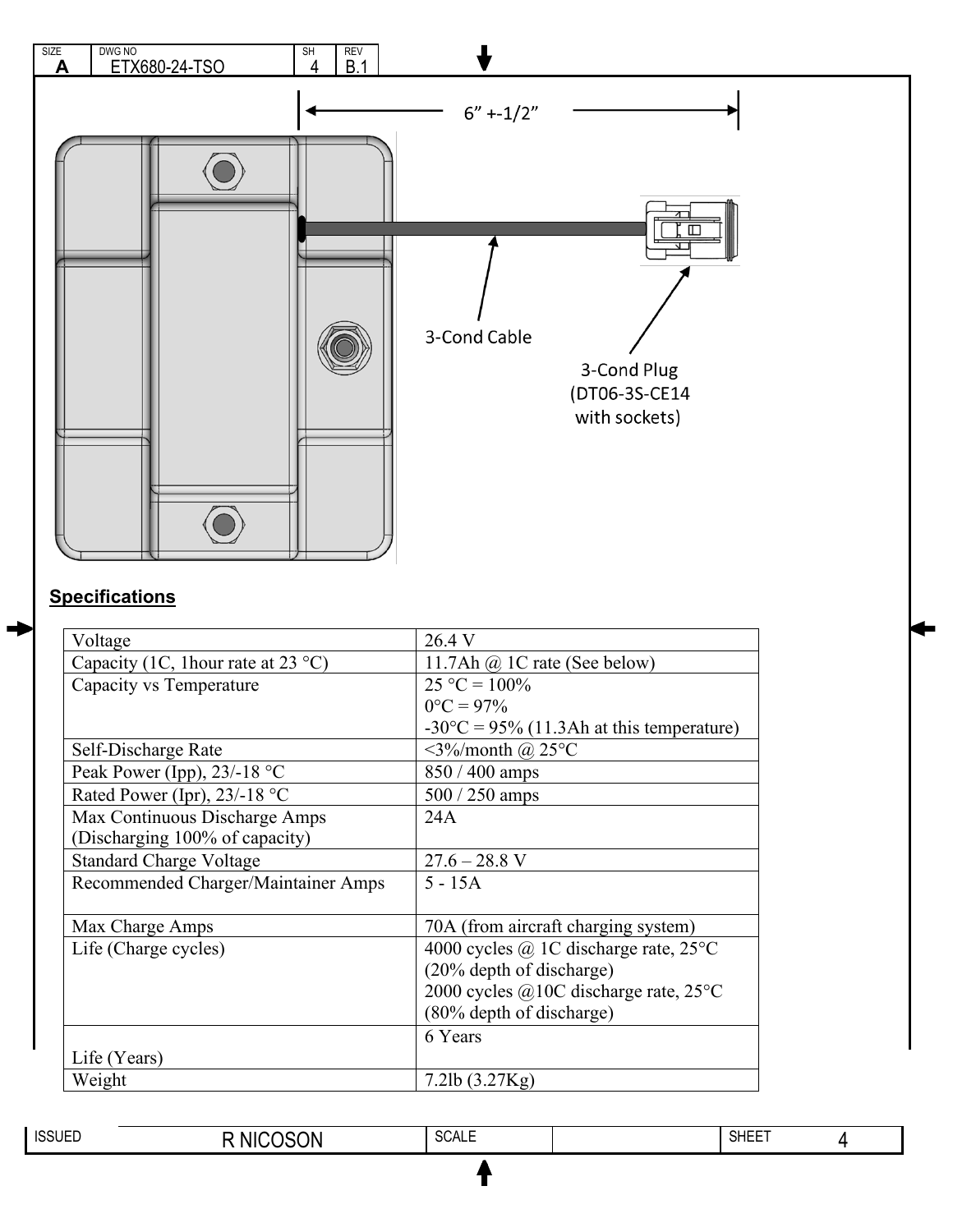6" +-1/2"

3-Cond Cable

3-Cond Plug (DT06-3S-CE14 with sockets)

## Specifications

| Voltage | 26.4 V |
|---|---|
| Capacity (1C, 1hour rate at 23 °C) | 11.7Ah @ 1C rate (See below) |
| Capacity vs Temperature | 25 °C = 100%<br>0°C = 97%<br>-30°C = 95% (11.3Ah at this temperature) |
| Self-Discharge Rate | <3%/month @ 25°C |
| Peak Power (Ipp), 23/-18 °C | 850 / 400 amps |
| Rated Power (Ipr), 23/-18 °C | 500 / 250 amps |
| Max Continuous Discharge Amps (Discharging 100% of capacity) | 24A |
| Standard Charge Voltage | 27.6 – 28.8 V |
| Recommended Charger/Maintainer Amps | 5 - 15A |
| Max Charge Amps | 70A (from aircraft charging system) |
| Life (Charge cycles) | 4000 cycles @ 1C discharge rate, 25°C (20% depth of discharge)<br>2000 cycles @10C discharge rate, 25°C (80% depth of discharge) |
| Life (Years) | 6 Years |
| Weight | 7.2lb (3.27Kg) |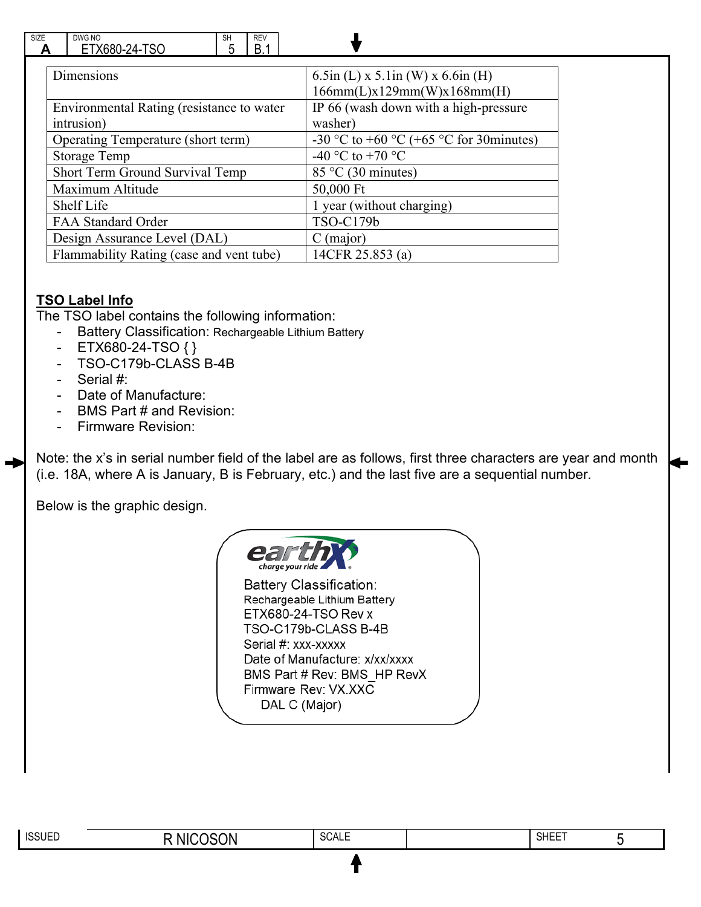| | |
|---|---|
| Dimensions | 6.5in (L) x 5.1in (W) x 6.6in (H) 166mm(L)x129mm(W)x168mm(H) |
| Environmental Rating (resistance to water intrusion) | IP 66 (wash down with a high-pressure washer) |
| Operating Temperature (short term) | -30 °C to +60 °C (+65 °C for 30minutes) |
| Storage Temp | -40 °C to +70 °C |
| Short Term Ground Survival Temp | 85 °C (30 minutes) |
| Maximum Altitude | 50,000 Ft |
| Shelf Life | 1 year (without charging) |
| FAA Standard Order | TSO-C179b |
| Design Assurance Level (DAL) | C (major) |
| Flammability Rating (case and vent tube) | 14CFR 25.853 (a) |

## TSO Label Info

The TSO label contains the following information:

- Battery Classification: Rechargeable Lithium Battery
- ETX680-24-TSO { }
- TSO-C179b-CLASS B-4B
- Serial #:
- Date of Manufacture:
- BMS Part # and Revision:
- Firmware Revision:

Note: the x's in serial number field of the label are as follows, first three characters are year and month (i.e. 18A, where A is January, B is February, etc.) and the last five are a sequential number.

Below is the graphic design.

earthX
charge your ride

Battery Classification:
Rechargeable Lithium Battery
ETX680-24-TSO Rev x
TSO-C179b-CLASS B-4B
Serial #: xxx-xxxxx
Date of Manufacture: x/xx/xxxx
BMS Part # Rev: BMS_HP RevX
Firmware Rev: VX.XXC
DAL C (Major)